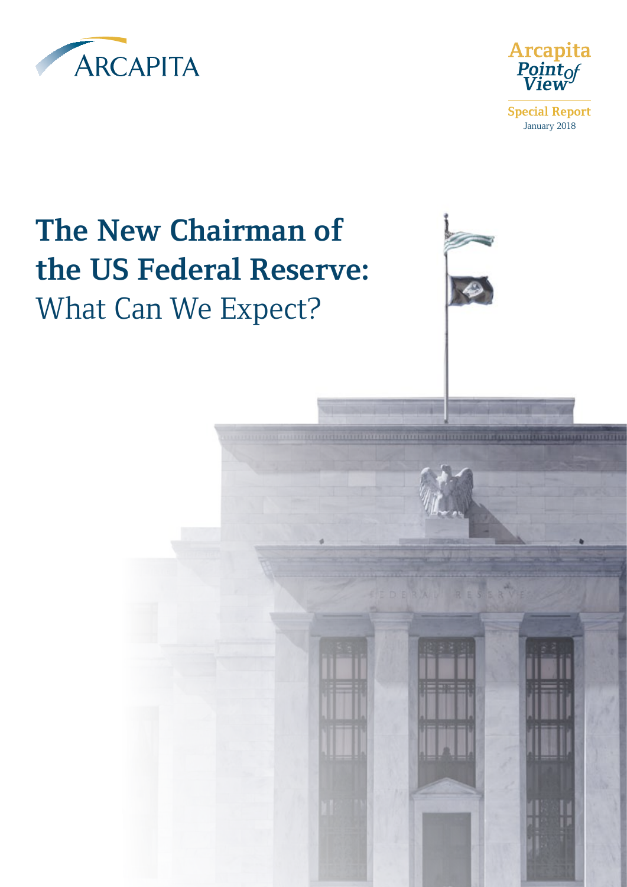ARCAPITA

Arcapita Point of View

Special Report
January 2018

# The New Chairman of the US Federal Reserve: What Can We Expect?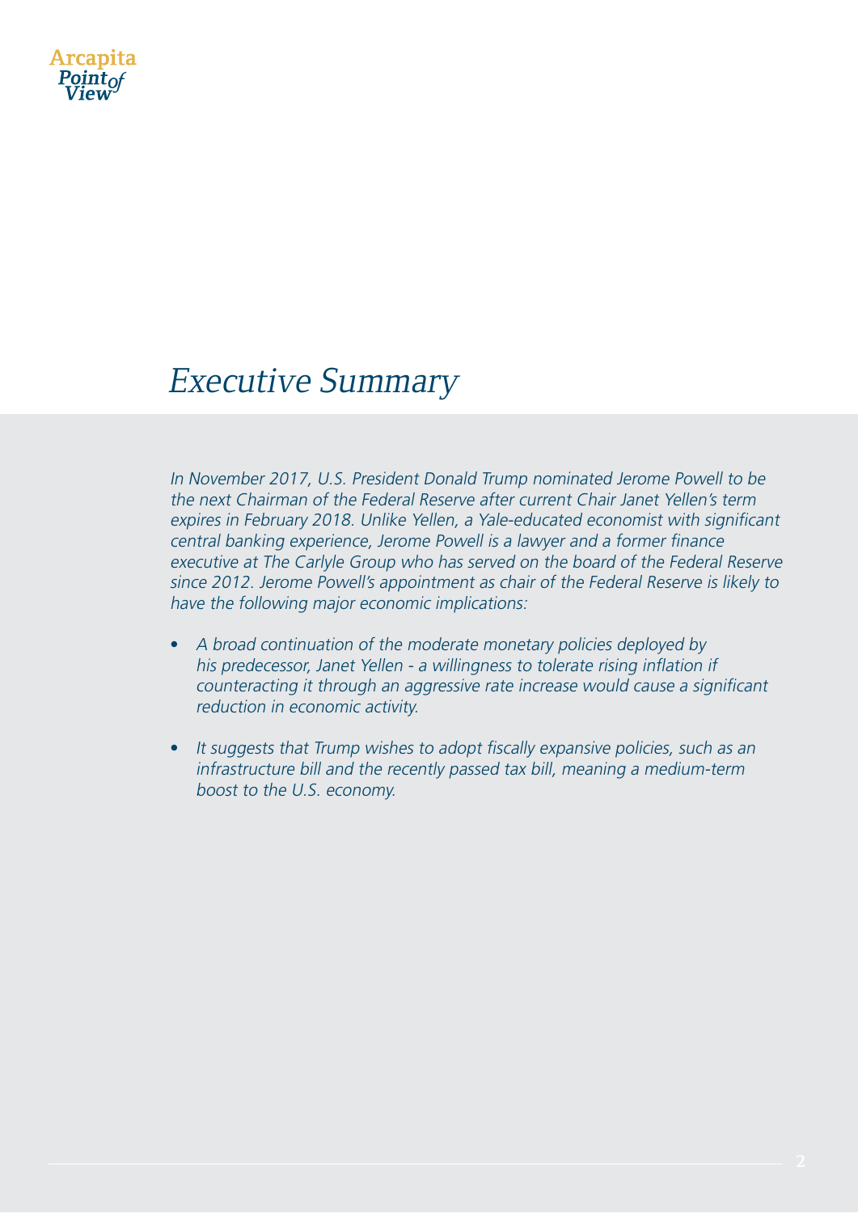# *Executive Summary*

*In November 2017, U.S. President Donald Trump nominated Jerome Powell to be the next Chairman of the Federal Reserve after current Chair Janet Yellen's term expires in February 2018. Unlike Yellen, a Yale-educated economist with significant central banking experience, Jerome Powell is a lawyer and a former finance executive at The Carlyle Group who has served on the board of the Federal Reserve since 2012. Jerome Powell's appointment as chair of the Federal Reserve is likely to have the following major economic implications:*

- *A broad continuation of the moderate monetary policies deployed by his predecessor, Janet Yellen - a willingness to tolerate rising inflation if counteracting it through an aggressive rate increase would cause a significant reduction in economic activity.*
- *It suggests that Trump wishes to adopt fiscally expansive policies, such as an infrastructure bill and the recently passed tax bill, meaning a medium-term boost to the U.S. economy.*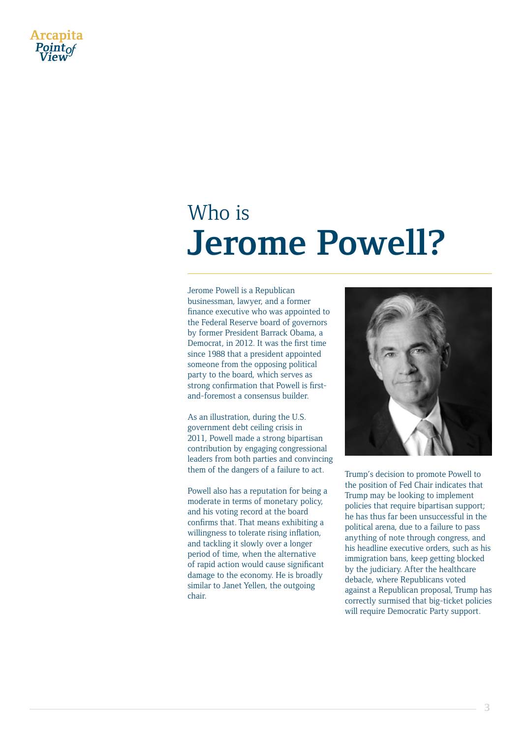# Who is Jerome Powell?

Jerome Powell is a Republican businessman, lawyer, and a former finance executive who was appointed to the Federal Reserve board of governors by former President Barrack Obama, a Democrat, in 2012. It was the first time since 1988 that a president appointed someone from the opposing political party to the board, which serves as strong confirmation that Powell is first-and-foremost a consensus builder.

As an illustration, during the U.S. government debt ceiling crisis in 2011, Powell made a strong bipartisan contribution by engaging congressional leaders from both parties and convincing them of the dangers of a failure to act.

Powell also has a reputation for being a moderate in terms of monetary policy, and his voting record at the board confirms that. That means exhibiting a willingness to tolerate rising inflation, and tackling it slowly over a longer period of time, when the alternative of rapid action would cause significant damage to the economy. He is broadly similar to Janet Yellen, the outgoing chair.

Trump's decision to promote Powell to the position of Fed Chair indicates that Trump may be looking to implement policies that require bipartisan support; he has thus far been unsuccessful in the political arena, due to a failure to pass anything of note through congress, and his headline executive orders, such as his immigration bans, keep getting blocked by the judiciary. After the healthcare debacle, where Republicans voted against a Republican proposal, Trump has correctly surmised that big-ticket policies will require Democratic Party support.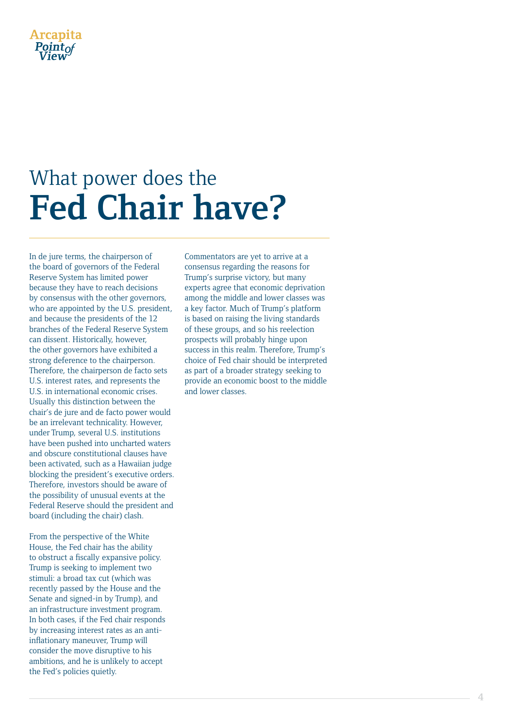# What power does the **Fed Chair have?**

In de jure terms, the chairperson of the board of governors of the Federal Reserve System has limited power because they have to reach decisions by consensus with the other governors, who are appointed by the U.S. president, and because the presidents of the 12 branches of the Federal Reserve System can dissent. Historically, however, the other governors have exhibited a strong deference to the chairperson. Therefore, the chairperson de facto sets U.S. interest rates, and represents the U.S. in international economic crises. Usually this distinction between the chair's de jure and de facto power would be an irrelevant technicality. However, under Trump, several U.S. institutions have been pushed into uncharted waters and obscure constitutional clauses have been activated, such as a Hawaiian judge blocking the president's executive orders. Therefore, investors should be aware of the possibility of unusual events at the Federal Reserve should the president and board (including the chair) clash.

From the perspective of the White House, the Fed chair has the ability to obstruct a fiscally expansive policy. Trump is seeking to implement two stimuli: a broad tax cut (which was recently passed by the House and the Senate and signed-in by Trump), and an infrastructure investment program. In both cases, if the Fed chair responds by increasing interest rates as an anti-inflationary maneuver, Trump will consider the move disruptive to his ambitions, and he is unlikely to accept the Fed's policies quietly.

Commentators are yet to arrive at a consensus regarding the reasons for Trump's surprise victory, but many experts agree that economic deprivation among the middle and lower classes was a key factor. Much of Trump's platform is based on raising the living standards of these groups, and so his reelection prospects will probably hinge upon success in this realm. Therefore, Trump's choice of Fed chair should be interpreted as part of a broader strategy seeking to provide an economic boost to the middle and lower classes.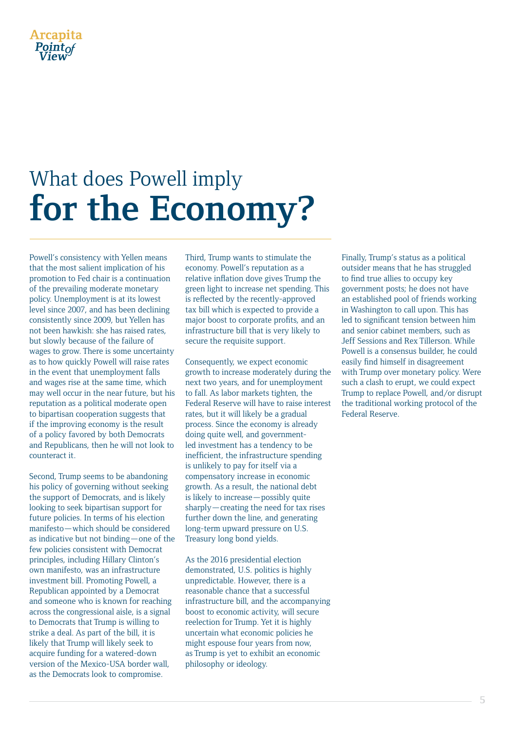# What does Powell imply **for the Economy?**

Powell's consistency with Yellen means that the most salient implication of his promotion to Fed chair is a continuation of the prevailing moderate monetary policy. Unemployment is at its lowest level since 2007, and has been declining consistently since 2009, but Yellen has not been hawkish: she has raised rates, but slowly because of the failure of wages to grow. There is some uncertainty as to how quickly Powell will raise rates in the event that unemployment falls and wages rise at the same time, which may well occur in the near future, but his reputation as a political moderate open to bipartisan cooperation suggests that if the improving economy is the result of a policy favored by both Democrats and Republicans, then he will not look to counteract it.

Second, Trump seems to be abandoning his policy of governing without seeking the support of Democrats, and is likely looking to seek bipartisan support for future policies. In terms of his election manifesto—which should be considered as indicative but not binding—one of the few policies consistent with Democrat principles, including Hillary Clinton's own manifesto, was an infrastructure investment bill. Promoting Powell, a Republican appointed by a Democrat and someone who is known for reaching across the congressional aisle, is a signal to Democrats that Trump is willing to strike a deal. As part of the bill, it is likely that Trump will likely seek to acquire funding for a watered-down version of the Mexico-USA border wall, as the Democrats look to compromise.

Third, Trump wants to stimulate the economy. Powell's reputation as a relative inflation dove gives Trump the green light to increase net spending. This is reflected by the recently-approved tax bill which is expected to provide a major boost to corporate profits, and an infrastructure bill that is very likely to secure the requisite support.

Consequently, we expect economic growth to increase moderately during the next two years, and for unemployment to fall. As labor markets tighten, the Federal Reserve will have to raise interest rates, but it will likely be a gradual process. Since the economy is already doing quite well, and government-led investment has a tendency to be inefficient, the infrastructure spending is unlikely to pay for itself via a compensatory increase in economic growth. As a result, the national debt is likely to increase—possibly quite sharply—creating the need for tax rises further down the line, and generating long-term upward pressure on U.S. Treasury long bond yields.

As the 2016 presidential election demonstrated, U.S. politics is highly unpredictable. However, there is a reasonable chance that a successful infrastructure bill, and the accompanying boost to economic activity, will secure reelection for Trump. Yet it is highly uncertain what economic policies he might espouse four years from now, as Trump is yet to exhibit an economic philosophy or ideology.

Finally, Trump's status as a political outsider means that he has struggled to find true allies to occupy key government posts; he does not have an established pool of friends working in Washington to call upon. This has led to significant tension between him and senior cabinet members, such as Jeff Sessions and Rex Tillerson. While Powell is a consensus builder, he could easily find himself in disagreement with Trump over monetary policy. Were such a clash to erupt, we could expect Trump to replace Powell, and/or disrupt the traditional working protocol of the Federal Reserve.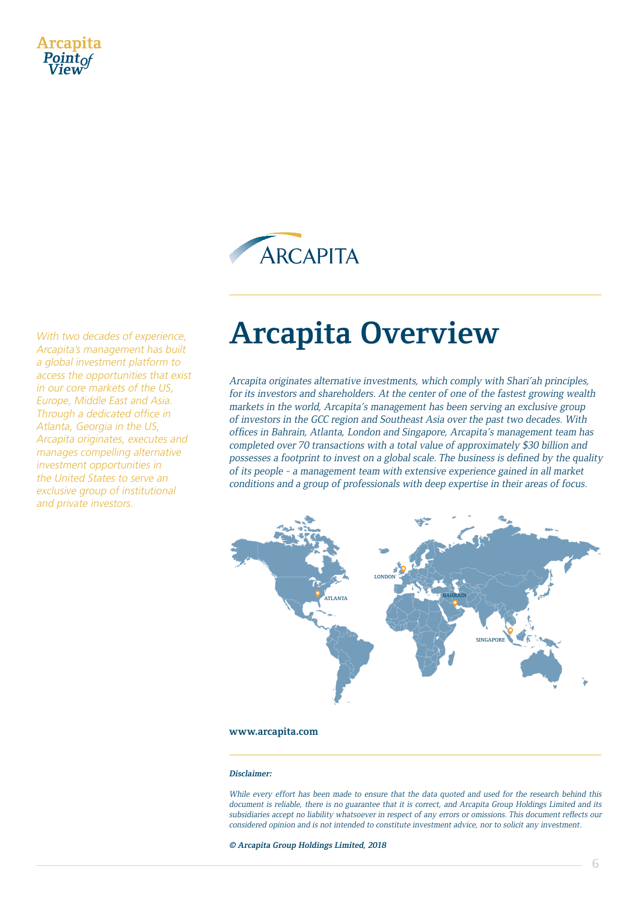# Arcapita Overview

*With two decades of experience, Arcapita's management has built a global investment platform to access the opportunities that exist in our core markets of the US, Europe, Middle East and Asia. Through a dedicated office in Atlanta, Georgia in the US, Arcapita originates, executes and manages compelling alternative investment opportunities in the United States to serve an exclusive group of institutional and private investors.*

*Arcapita originates alternative investments, which comply with Shari'ah principles, for its investors and shareholders. At the center of one of the fastest growing wealth markets in the world, Arcapita's management has been serving an exclusive group of investors in the GCC region and Southeast Asia over the past two decades. With offices in Bahrain, Atlanta, London and Singapore, Arcapita's management team has completed over 70 transactions with a total value of approximately $30 billion and possesses a footprint to invest on a global scale. The business is defined by the quality of its people - a management team with extensive experience gained in all market conditions and a group of professionals with deep expertise in their areas of focus.*

LONDON

ATLANTA

BAHRAIN

SINGAPORE

**www.arcapita.com**

***Disclaimer:***

*While every effort has been made to ensure that the data quoted and used for the research behind this document is reliable, there is no guarantee that it is correct, and Arcapita Group Holdings Limited and its subsidiaries accept no liability whatsoever in respect of any errors or omissions. This document reflects our considered opinion and is not intended to constitute investment advice, nor to solicit any investment.*

***© Arcapita Group Holdings Limited, 2018***